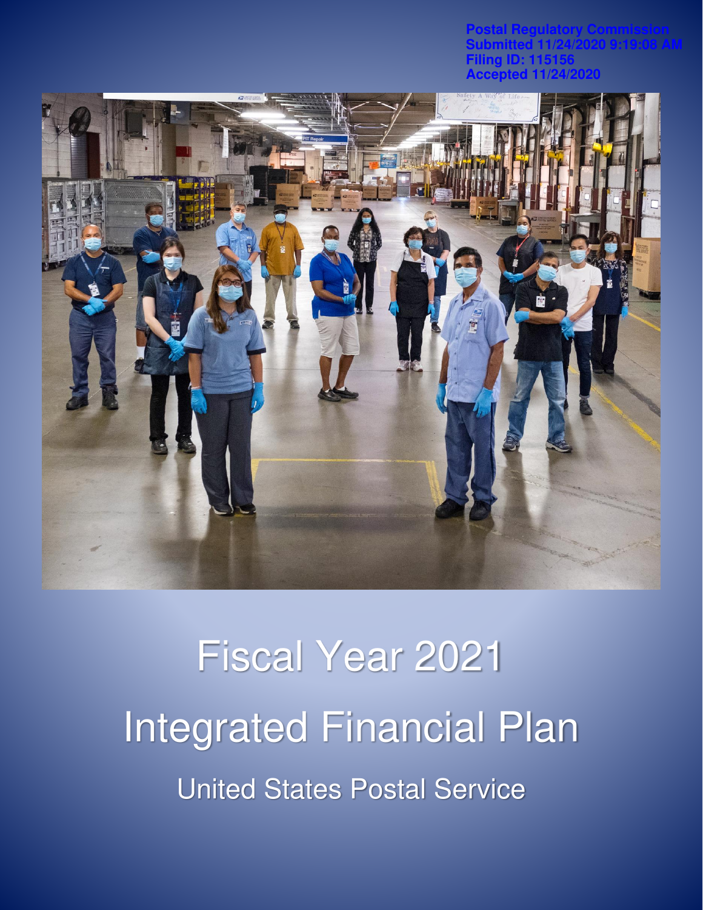Postal Regulatory Commission
Submitted 11/24/2020 9:19:08 AM
Filing ID: 115156
Accepted 11/24/2020

# Fiscal Year 2021

# Integrated Financial Plan

## United States Postal Service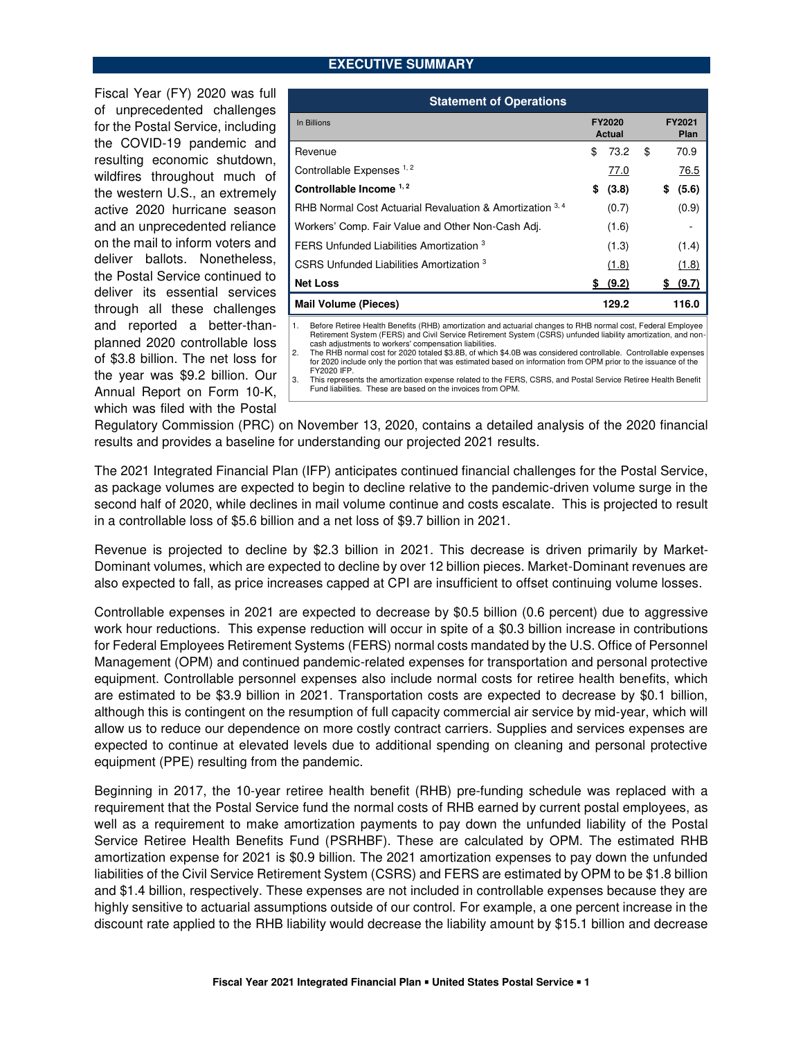## EXECUTIVE SUMMARY

**Statement of Operations**

| In Billions | FY2020 Actual | FY2021 Plan |
|---|---|---|
| Revenue | $ 73.2 | $ 70.9 |
| Controllable Expenses [1, 2] | 77.0 | 76.5 |
| **Controllable Income [1, 2]** | **$ (3.8)** | **$ (5.6)** |
| RHB Normal Cost Actuarial Revaluation & Amortization [3, 4] | (0.7) | (0.9) |
| Workers' Comp. Fair Value and Other Non-Cash Adj. | (1.6) | - |
| FERS Unfunded Liabilities Amortization [3] | (1.3) | (1.4) |
| CSRS Unfunded Liabilities Amortization [3] | (1.8) | (1.8) |
| **Net Loss** | **$ (9.2)** | **$ (9.7)** |
| **Mail Volume (Pieces)** | **129.2** | **116.0** |

1. Before Retiree Health Benefits (RHB) amortization and actuarial changes to RHB normal cost, Federal Employee Retirement System (FERS) and Civil Service Retirement System (CSRS) unfunded liability amortization, and non-cash adjustments to workers' compensation liabilities.
2. The RHB normal cost for 2020 totaled $3.8B, of which $4.0B was considered controllable. Controllable expenses for 2020 include only the portion that was estimated based on information from OPM prior to the issuance of the FY2020 IFP.
3. This represents the amortization expense related to the FERS, CSRS, and Postal Service Retiree Health Benefit Fund liabilities. These are based on the invoices from OPM.

Fiscal Year (FY) 2020 was full of unprecedented challenges for the Postal Service, including the COVID-19 pandemic and resulting economic shutdown, wildfires throughout much of the western U.S., an extremely active 2020 hurricane season and an unprecedented reliance on the mail to inform voters and deliver ballots. Nonetheless, the Postal Service continued to deliver its essential services through all these challenges and reported a better-than-planned 2020 controllable loss of $3.8 billion. The net loss for the year was $9.2 billion. Our Annual Report on Form 10-K, which was filed with the Postal Regulatory Commission (PRC) on November 13, 2020, contains a detailed analysis of the 2020 financial results and provides a baseline for understanding our projected 2021 results.

The 2021 Integrated Financial Plan (IFP) anticipates continued financial challenges for the Postal Service, as package volumes are expected to begin to decline relative to the pandemic-driven volume surge in the second half of 2020, while declines in mail volume continue and costs escalate. This is projected to result in a controllable loss of $5.6 billion and a net loss of $9.7 billion in 2021.

Revenue is projected to decline by $2.3 billion in 2021. This decrease is driven primarily by Market-Dominant volumes, which are expected to decline by over 12 billion pieces. Market-Dominant revenues are also expected to fall, as price increases capped at CPI are insufficient to offset continuing volume losses.

Controllable expenses in 2021 are expected to decrease by $0.5 billion (0.6 percent) due to aggressive work hour reductions. This expense reduction will occur in spite of a $0.3 billion increase in contributions for Federal Employees Retirement Systems (FERS) normal costs mandated by the U.S. Office of Personnel Management (OPM) and continued pandemic-related expenses for transportation and personal protective equipment. Controllable personnel expenses also include normal costs for retiree health benefits, which are estimated to be $3.9 billion in 2021. Transportation costs are expected to decrease by $0.1 billion, although this is contingent on the resumption of full capacity commercial air service by mid-year, which will allow us to reduce our dependence on more costly contract carriers. Supplies and services expenses are expected to continue at elevated levels due to additional spending on cleaning and personal protective equipment (PPE) resulting from the pandemic.

Beginning in 2017, the 10-year retiree health benefit (RHB) pre-funding schedule was replaced with a requirement that the Postal Service fund the normal costs of RHB earned by current postal employees, as well as a requirement to make amortization payments to pay down the unfunded liability of the Postal Service Retiree Health Benefits Fund (PSRHBF). These are calculated by OPM. The estimated RHB amortization expense for 2021 is $0.9 billion. The 2021 amortization expenses to pay down the unfunded liabilities of the Civil Service Retirement System (CSRS) and FERS are estimated by OPM to be $1.8 billion and $1.4 billion, respectively. These expenses are not included in controllable expenses because they are highly sensitive to actuarial assumptions outside of our control. For example, a one percent increase in the discount rate applied to the RHB liability would decrease the liability amount by $15.1 billion and decrease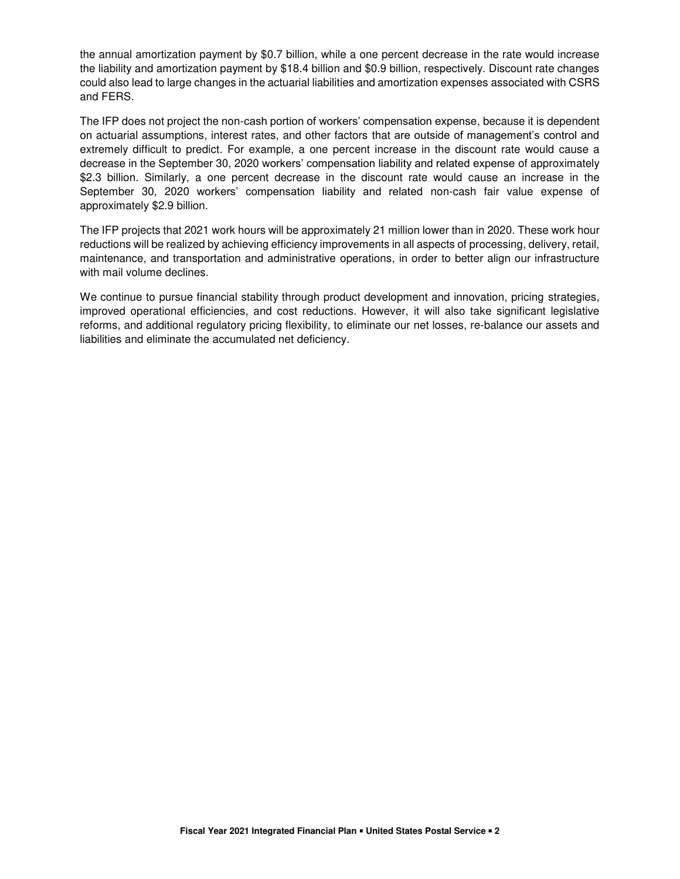the annual amortization payment by $0.7 billion, while a one percent decrease in the rate would increase the liability and amortization payment by $18.4 billion and $0.9 billion, respectively. Discount rate changes could also lead to large changes in the actuarial liabilities and amortization expenses associated with CSRS and FERS.

The IFP does not project the non-cash portion of workers' compensation expense, because it is dependent on actuarial assumptions, interest rates, and other factors that are outside of management's control and extremely difficult to predict. For example, a one percent increase in the discount rate would cause a decrease in the September 30, 2020 workers' compensation liability and related expense of approximately $2.3 billion. Similarly, a one percent decrease in the discount rate would cause an increase in the September 30, 2020 workers' compensation liability and related non-cash fair value expense of approximately $2.9 billion.

The IFP projects that 2021 work hours will be approximately 21 million lower than in 2020. These work hour reductions will be realized by achieving efficiency improvements in all aspects of processing, delivery, retail, maintenance, and transportation and administrative operations, in order to better align our infrastructure with mail volume declines.

We continue to pursue financial stability through product development and innovation, pricing strategies, improved operational efficiencies, and cost reductions. However, it will also take significant legislative reforms, and additional regulatory pricing flexibility, to eliminate our net losses, re-balance our assets and liabilities and eliminate the accumulated net deficiency.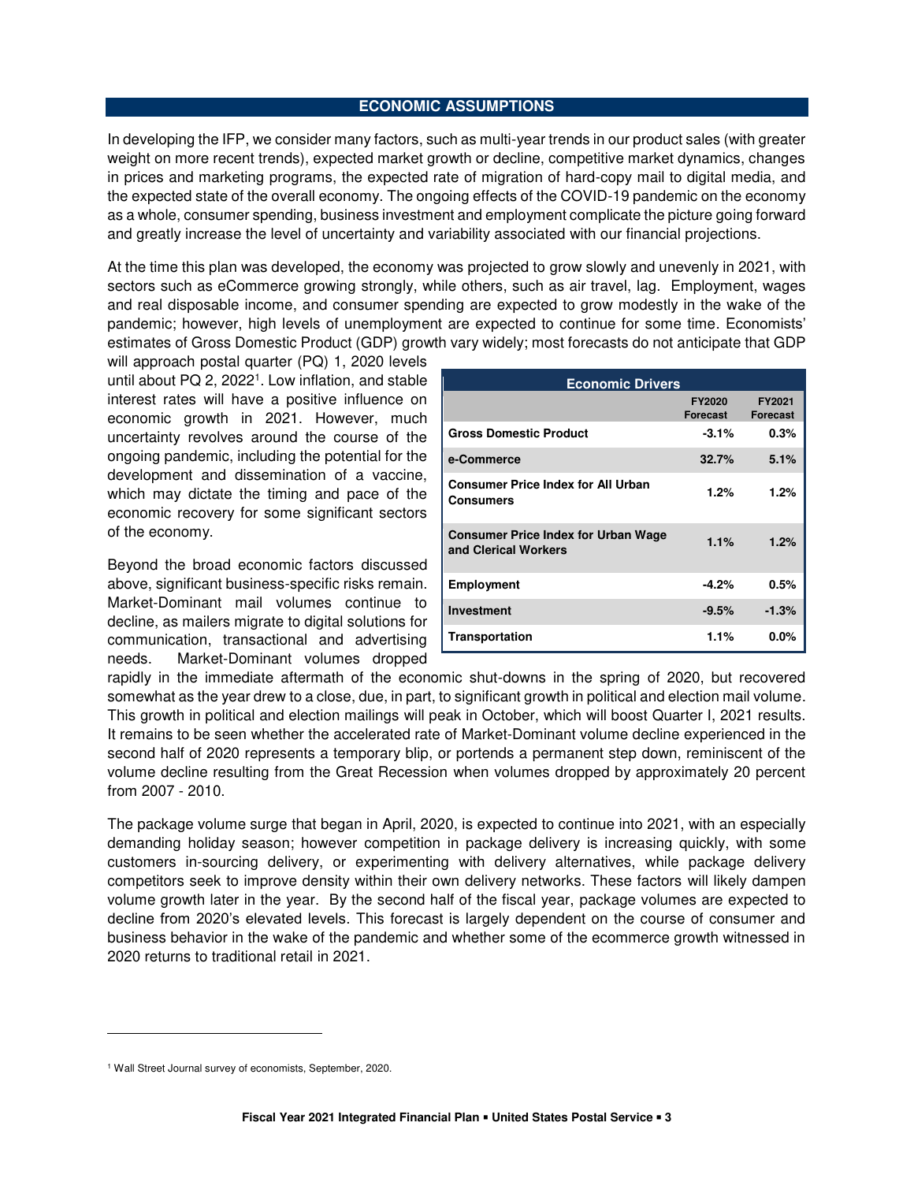## ECONOMIC ASSUMPTIONS

In developing the IFP, we consider many factors, such as multi-year trends in our product sales (with greater weight on more recent trends), expected market growth or decline, competitive market dynamics, changes in prices and marketing programs, the expected rate of migration of hard-copy mail to digital media, and the expected state of the overall economy. The ongoing effects of the COVID-19 pandemic on the economy as a whole, consumer spending, business investment and employment complicate the picture going forward and greatly increase the level of uncertainty and variability associated with our financial projections.

At the time this plan was developed, the economy was projected to grow slowly and unevenly in 2021, with sectors such as eCommerce growing strongly, while others, such as air travel, lag. Employment, wages and real disposable income, and consumer spending are expected to grow modestly in the wake of the pandemic; however, high levels of unemployment are expected to continue for some time. Economists' estimates of Gross Domestic Product (GDP) growth vary widely; most forecasts do not anticipate that GDP will approach postal quarter (PQ) 1, 2020 levels until about PQ 2, 2022[1]. Low inflation, and stable interest rates will have a positive influence on economic growth in 2021. However, much uncertainty revolves around the course of the ongoing pandemic, including the potential for the development and dissemination of a vaccine, which may dictate the timing and pace of the economic recovery for some significant sectors of the economy.

| Economic Drivers | FY2020 Forecast | FY2021 Forecast |
|---|---|---|
| **Gross Domestic Product** | -3.1% | 0.3% |
| **e-Commerce** | 32.7% | 5.1% |
| **Consumer Price Index for All Urban Consumers** | 1.2% | 1.2% |
| **Consumer Price Index for Urban Wage and Clerical Workers** | 1.1% | 1.2% |
| **Employment** | -4.2% | 0.5% |
| **Investment** | -9.5% | -1.3% |
| **Transportation** | 1.1% | 0.0% |

Beyond the broad economic factors discussed above, significant business-specific risks remain. Market-Dominant mail volumes continue to decline, as mailers migrate to digital solutions for communication, transactional and advertising needs. Market-Dominant volumes dropped rapidly in the immediate aftermath of the economic shut-downs in the spring of 2020, but recovered somewhat as the year drew to a close, due, in part, to significant growth in political and election mail volume. This growth in political and election mailings will peak in October, which will boost Quarter I, 2021 results. It remains to be seen whether the accelerated rate of Market-Dominant volume decline experienced in the second half of 2020 represents a temporary blip, or portends a permanent step down, reminiscent of the volume decline resulting from the Great Recession when volumes dropped by approximately 20 percent from 2007 - 2010.

The package volume surge that began in April, 2020, is expected to continue into 2021, with an especially demanding holiday season; however competition in package delivery is increasing quickly, with some customers in-sourcing delivery, or experimenting with delivery alternatives, while package delivery competitors seek to improve density within their own delivery networks. These factors will likely dampen volume growth later in the year. By the second half of the fiscal year, package volumes are expected to decline from 2020's elevated levels. This forecast is largely dependent on the course of consumer and business behavior in the wake of the pandemic and whether some of the ecommerce growth witnessed in 2020 returns to traditional retail in 2021.

[1] Wall Street Journal survey of economists, September, 2020.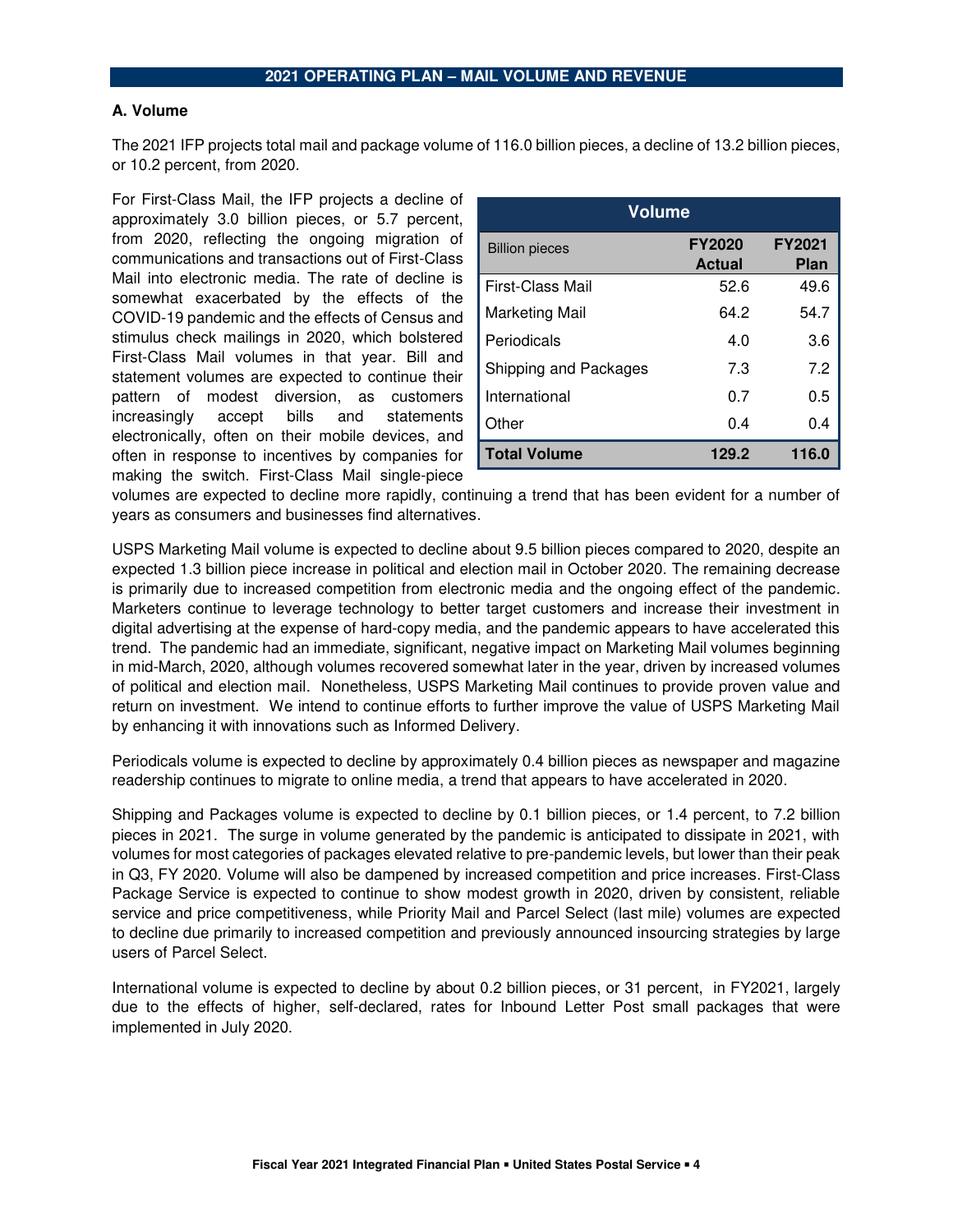## 2021 OPERATING PLAN – MAIL VOLUME AND REVENUE

### A. Volume

The 2021 IFP projects total mail and package volume of 116.0 billion pieces, a decline of 13.2 billion pieces, or 10.2 percent, from 2020.

| Volume | | |
|---|---|---|
| Billion pieces | FY2020 Actual | FY2021 Plan |
| First-Class Mail | 52.6 | 49.6 |
| Marketing Mail | 64.2 | 54.7 |
| Periodicals | 4.0 | 3.6 |
| Shipping and Packages | 7.3 | 7.2 |
| International | 0.7 | 0.5 |
| Other | 0.4 | 0.4 |
| **Total Volume** | **129.2** | **116.0** |

For First-Class Mail, the IFP projects a decline of approximately 3.0 billion pieces, or 5.7 percent, from 2020, reflecting the ongoing migration of communications and transactions out of First-Class Mail into electronic media. The rate of decline is somewhat exacerbated by the effects of the COVID-19 pandemic and the effects of Census and stimulus check mailings in 2020, which bolstered First-Class Mail volumes in that year. Bill and statement volumes are expected to continue their pattern of modest diversion, as customers increasingly accept bills and statements electronically, often on their mobile devices, and often in response to incentives by companies for making the switch. First-Class Mail single-piece volumes are expected to decline more rapidly, continuing a trend that has been evident for a number of years as consumers and businesses find alternatives.

USPS Marketing Mail volume is expected to decline about 9.5 billion pieces compared to 2020, despite an expected 1.3 billion piece increase in political and election mail in October 2020. The remaining decrease is primarily due to increased competition from electronic media and the ongoing effect of the pandemic. Marketers continue to leverage technology to better target customers and increase their investment in digital advertising at the expense of hard-copy media, and the pandemic appears to have accelerated this trend. The pandemic had an immediate, significant, negative impact on Marketing Mail volumes beginning in mid-March, 2020, although volumes recovered somewhat later in the year, driven by increased volumes of political and election mail. Nonetheless, USPS Marketing Mail continues to provide proven value and return on investment. We intend to continue efforts to further improve the value of USPS Marketing Mail by enhancing it with innovations such as Informed Delivery.

Periodicals volume is expected to decline by approximately 0.4 billion pieces as newspaper and magazine readership continues to migrate to online media, a trend that appears to have accelerated in 2020.

Shipping and Packages volume is expected to decline by 0.1 billion pieces, or 1.4 percent, to 7.2 billion pieces in 2021. The surge in volume generated by the pandemic is anticipated to dissipate in 2021, with volumes for most categories of packages elevated relative to pre-pandemic levels, but lower than their peak in Q3, FY 2020. Volume will also be dampened by increased competition and price increases. First-Class Package Service is expected to continue to show modest growth in 2020, driven by consistent, reliable service and price competitiveness, while Priority Mail and Parcel Select (last mile) volumes are expected to decline due primarily to increased competition and previously announced insourcing strategies by large users of Parcel Select.

International volume is expected to decline by about 0.2 billion pieces, or 31 percent, in FY2021, largely due to the effects of higher, self-declared, rates for Inbound Letter Post small packages that were implemented in July 2020.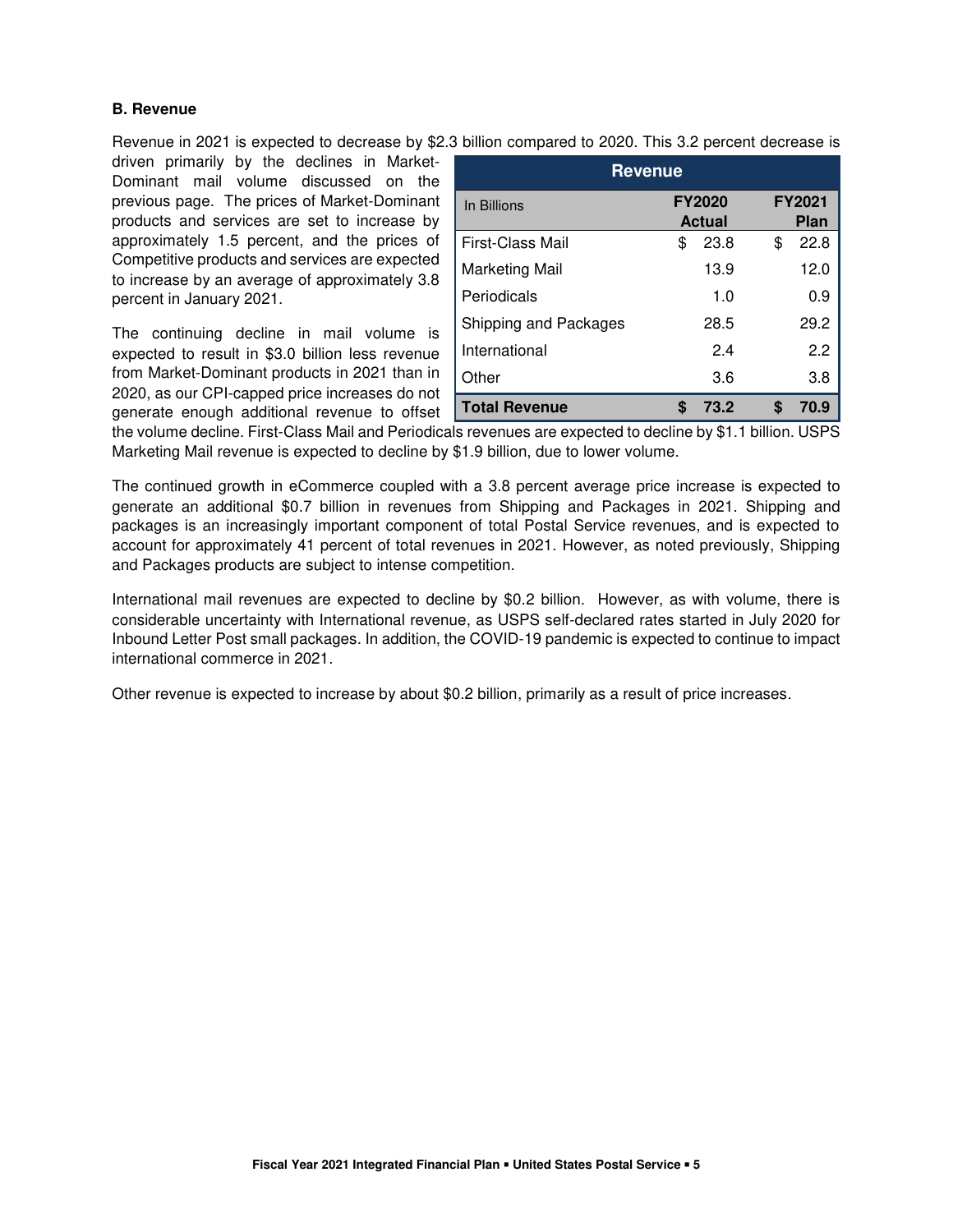**B. Revenue**

Revenue in 2021 is expected to decrease by $2.3 billion compared to 2020. This 3.2 percent decrease is driven primarily by the declines in Market-Dominant mail volume discussed on the previous page. The prices of Market-Dominant products and services are set to increase by approximately 1.5 percent, and the prices of Competitive products and services are expected to increase by an average of approximately 3.8 percent in January 2021.

| Revenue | | |
|---|---|---|
| In Billions | FY2020 Actual | FY2021 Plan |
| First-Class Mail | $ 23.8 | $ 22.8 |
| Marketing Mail | 13.9 | 12.0 |
| Periodicals | 1.0 | 0.9 |
| Shipping and Packages | 28.5 | 29.2 |
| International | 2.4 | 2.2 |
| Other | 3.6 | 3.8 |
| **Total Revenue** | **$ 73.2** | **$ 70.9** |

The continuing decline in mail volume is expected to result in $3.0 billion less revenue from Market-Dominant products in 2021 than in 2020, as our CPI-capped price increases do not generate enough additional revenue to offset the volume decline. First-Class Mail and Periodicals revenues are expected to decline by $1.1 billion. USPS Marketing Mail revenue is expected to decline by $1.9 billion, due to lower volume.

The continued growth in eCommerce coupled with a 3.8 percent average price increase is expected to generate an additional $0.7 billion in revenues from Shipping and Packages in 2021. Shipping and packages is an increasingly important component of total Postal Service revenues, and is expected to account for approximately 41 percent of total revenues in 2021. However, as noted previously, Shipping and Packages products are subject to intense competition.

International mail revenues are expected to decline by $0.2 billion. However, as with volume, there is considerable uncertainty with International revenue, as USPS self-declared rates started in July 2020 for Inbound Letter Post small packages. In addition, the COVID-19 pandemic is expected to continue to impact international commerce in 2021.

Other revenue is expected to increase by about $0.2 billion, primarily as a result of price increases.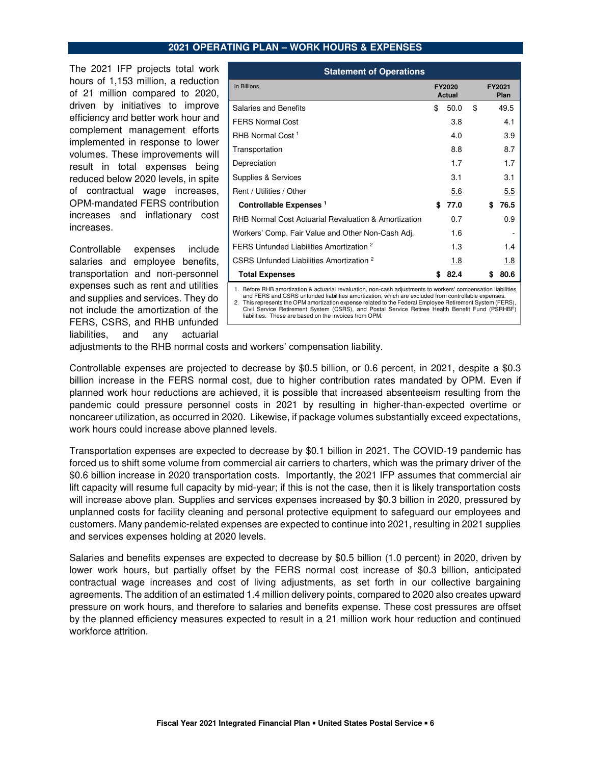## 2021 OPERATING PLAN – WORK HOURS & EXPENSES

The 2021 IFP projects total work hours of 1,153 million, a reduction of 21 million compared to 2020, driven by initiatives to improve efficiency and better work hour and complement management efforts implemented in response to lower volumes. These improvements will result in total expenses being reduced below 2020 levels, in spite of contractual wage increases, OPM-mandated FERS contribution increases and inflationary cost increases.

**Statement of Operations**

| In Billions | FY2020 Actual | FY2021 Plan |
|---|---|---|
| Salaries and Benefits | $ 50.0 | $ 49.5 |
| FERS Normal Cost | 3.8 | 4.1 |
| RHB Normal Cost [1] | 4.0 | 3.9 |
| Transportation | 8.8 | 8.7 |
| Depreciation | 1.7 | 1.7 |
| Supplies & Services | 3.1 | 3.1 |
| Rent / Utilities / Other | 5.6 | 5.5 |
| **Controllable Expenses [1]** | **$ 77.0** | **$ 76.5** |
| RHB Normal Cost Actuarial Revaluation & Amortization | 0.7 | 0.9 |
| Workers' Comp. Fair Value and Other Non-Cash Adj. | 1.6 | - |
| FERS Unfunded Liabilities Amortization [2] | 1.3 | 1.4 |
| CSRS Unfunded Liabilities Amortization [2] | 1.8 | 1.8 |
| **Total Expenses** | **$ 82.4** | **$ 80.6** |

1. Before RHB amortization & actuarial revaluation, non-cash adjustments to workers' compensation liabilities and FERS and CSRS unfunded liabilities amortization, which are excluded from controllable expenses.
2. This represents the OPM amortization expense related to the Federal Employee Retirement System (FERS), Civil Service Retirement System (CSRS), and Postal Service Retiree Health Benefit Fund (PSRHBF) liabilities. These are based on the invoices from OPM.

Controllable expenses include salaries and employee benefits, transportation and non-personnel expenses such as rent and utilities and supplies and services. They do not include the amortization of the FERS, CSRS, and RHB unfunded liabilities, and any actuarial adjustments to the RHB normal costs and workers' compensation liability.

Controllable expenses are projected to decrease by $0.5 billion, or 0.6 percent, in 2021, despite a $0.3 billion increase in the FERS normal cost, due to higher contribution rates mandated by OPM. Even if planned work hour reductions are achieved, it is possible that increased absenteeism resulting from the pandemic could pressure personnel costs in 2021 by resulting in higher-than-expected overtime or noncareer utilization, as occurred in 2020. Likewise, if package volumes substantially exceed expectations, work hours could increase above planned levels.

Transportation expenses are expected to decrease by $0.1 billion in 2021. The COVID-19 pandemic has forced us to shift some volume from commercial air carriers to charters, which was the primary driver of the $0.6 billion increase in 2020 transportation costs. Importantly, the 2021 IFP assumes that commercial air lift capacity will resume full capacity by mid-year; if this is not the case, then it is likely transportation costs will increase above plan. Supplies and services expenses increased by $0.3 billion in 2020, pressured by unplanned costs for facility cleaning and personal protective equipment to safeguard our employees and customers. Many pandemic-related expenses are expected to continue into 2021, resulting in 2021 supplies and services expenses holding at 2020 levels.

Salaries and benefits expenses are expected to decrease by $0.5 billion (1.0 percent) in 2020, driven by lower work hours, but partially offset by the FERS normal cost increase of $0.3 billion, anticipated contractual wage increases and cost of living adjustments, as set forth in our collective bargaining agreements. The addition of an estimated 1.4 million delivery points, compared to 2020 also creates upward pressure on work hours, and therefore to salaries and benefits expense. These cost pressures are offset by the planned efficiency measures expected to result in a 21 million work hour reduction and continued workforce attrition.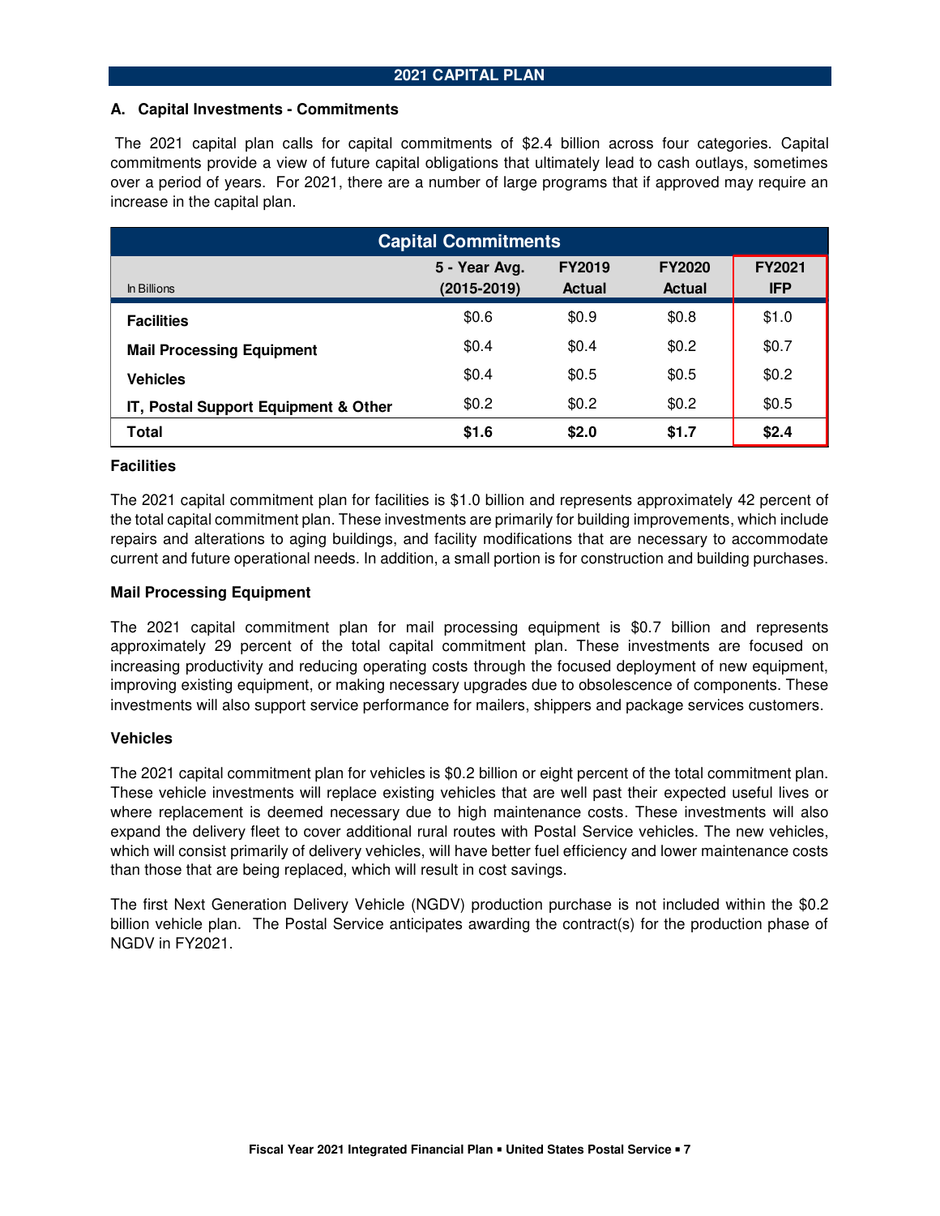## 2021 CAPITAL PLAN

### A. Capital Investments - Commitments

The 2021 capital plan calls for capital commitments of $2.4 billion across four categories. Capital commitments provide a view of future capital obligations that ultimately lead to cash outlays, sometimes over a period of years. For 2021, there are a number of large programs that if approved may require an increase in the capital plan.

| In Billions | 5 - Year Avg. (2015-2019) | FY2019 Actual | FY2020 Actual | FY2021 IFP |
|---|---|---|---|---|
| **Facilities** | $0.6 | $0.9 | $0.8 | $1.0 |
| **Mail Processing Equipment** | $0.4 | $0.4 | $0.2 | $0.7 |
| **Vehicles** | $0.4 | $0.5 | $0.5 | $0.2 |
| **IT, Postal Support Equipment & Other** | $0.2 | $0.2 | $0.2 | $0.5 |
| **Total** | **$1.6** | **$2.0** | **$1.7** | **$2.4** |

#### Facilities

The 2021 capital commitment plan for facilities is $1.0 billion and represents approximately 42 percent of the total capital commitment plan. These investments are primarily for building improvements, which include repairs and alterations to aging buildings, and facility modifications that are necessary to accommodate current and future operational needs. In addition, a small portion is for construction and building purchases.

#### Mail Processing Equipment

The 2021 capital commitment plan for mail processing equipment is $0.7 billion and represents approximately 29 percent of the total capital commitment plan. These investments are focused on increasing productivity and reducing operating costs through the focused deployment of new equipment, improving existing equipment, or making necessary upgrades due to obsolescence of components. These investments will also support service performance for mailers, shippers and package services customers.

#### Vehicles

The 2021 capital commitment plan for vehicles is $0.2 billion or eight percent of the total commitment plan. These vehicle investments will replace existing vehicles that are well past their expected useful lives or where replacement is deemed necessary due to high maintenance costs. These investments will also expand the delivery fleet to cover additional rural routes with Postal Service vehicles. The new vehicles, which will consist primarily of delivery vehicles, will have better fuel efficiency and lower maintenance costs than those that are being replaced, which will result in cost savings.

The first Next Generation Delivery Vehicle (NGDV) production purchase is not included within the $0.2 billion vehicle plan. The Postal Service anticipates awarding the contract(s) for the production phase of NGDV in FY2021.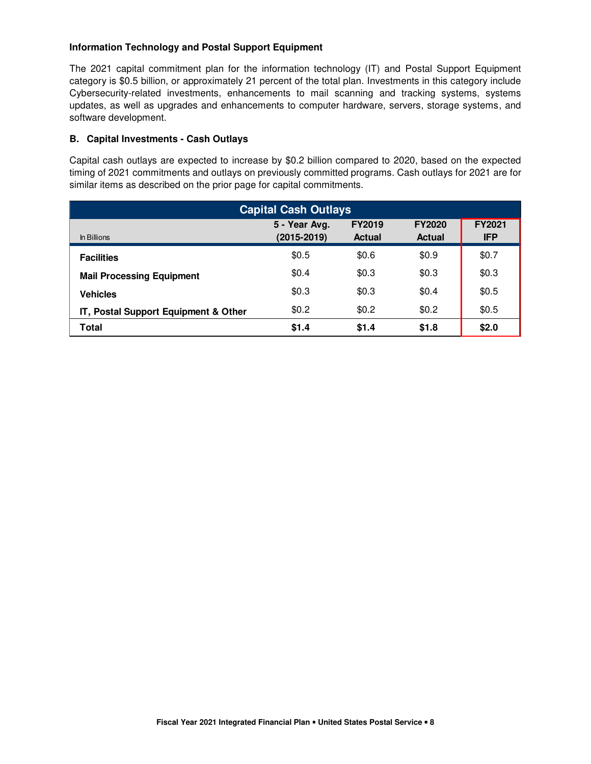### Information Technology and Postal Support Equipment

The 2021 capital commitment plan for the information technology (IT) and Postal Support Equipment category is $0.5 billion, or approximately 21 percent of the total plan. Investments in this category include Cybersecurity-related investments, enhancements to mail scanning and tracking systems, systems updates, as well as upgrades and enhancements to computer hardware, servers, storage systems, and software development.

### B. Capital Investments - Cash Outlays

Capital cash outlays are expected to increase by $0.2 billion compared to 2020, based on the expected timing of 2021 commitments and outlays on previously committed programs. Cash outlays for 2021 are for similar items as described on the prior page for capital commitments.

| Capital Cash Outlays | | | | |
|---|---|---|---|---|
| In Billions | 5 - Year Avg. (2015-2019) | FY2019 Actual | FY2020 Actual | FY2021 IFP |
| **Facilities** | $0.5 | $0.6 | $0.9 | $0.7 |
| **Mail Processing Equipment** | $0.4 | $0.3 | $0.3 | $0.3 |
| **Vehicles** | $0.3 | $0.3 | $0.4 | $0.5 |
| **IT, Postal Support Equipment & Other** | $0.2 | $0.2 | $0.2 | $0.5 |
| **Total** | **$1.4** | **$1.4** | **$1.8** | **$2.0** |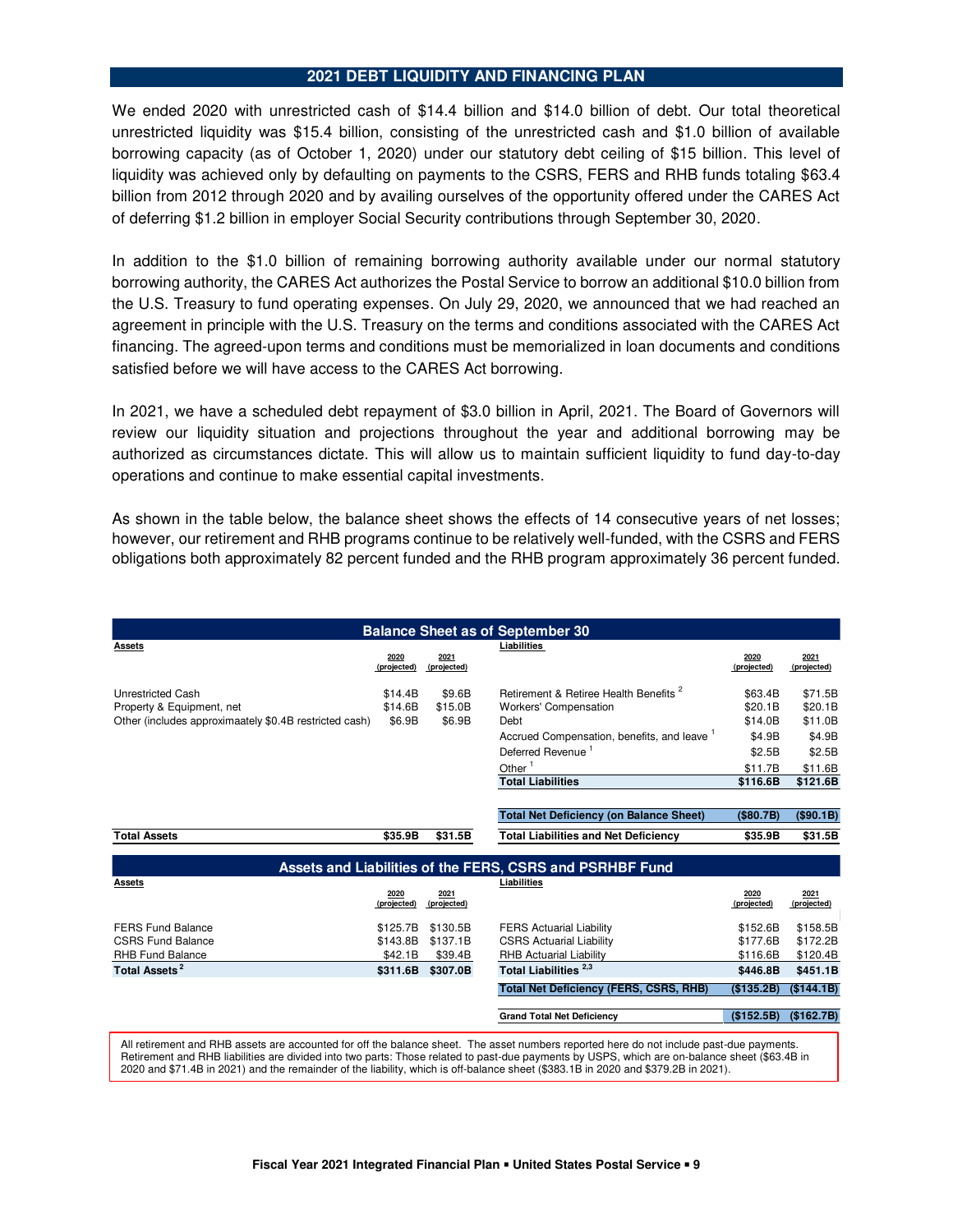## 2021 DEBT LIQUIDITY AND FINANCING PLAN

We ended 2020 with unrestricted cash of $14.4 billion and $14.0 billion of debt. Our total theoretical unrestricted liquidity was $15.4 billion, consisting of the unrestricted cash and $1.0 billion of available borrowing capacity (as of October 1, 2020) under our statutory debt ceiling of $15 billion. This level of liquidity was achieved only by defaulting on payments to the CSRS, FERS and RHB funds totaling $63.4 billion from 2012 through 2020 and by availing ourselves of the opportunity offered under the CARES Act of deferring $1.2 billion in employer Social Security contributions through September 30, 2020.

In addition to the $1.0 billion of remaining borrowing authority available under our normal statutory borrowing authority, the CARES Act authorizes the Postal Service to borrow an additional $10.0 billion from the U.S. Treasury to fund operating expenses. On July 29, 2020, we announced that we had reached an agreement in principle with the U.S. Treasury on the terms and conditions associated with the CARES Act financing. The agreed-upon terms and conditions must be memorialized in loan documents and conditions satisfied before we will have access to the CARES Act borrowing.

In 2021, we have a scheduled debt repayment of $3.0 billion in April, 2021. The Board of Governors will review our liquidity situation and projections throughout the year and additional borrowing may be authorized as circumstances dictate. This will allow us to maintain sufficient liquidity to fund day-to-day operations and continue to make essential capital investments.

As shown in the table below, the balance sheet shows the effects of 14 consecutive years of net losses; however, our retirement and RHB programs continue to be relatively well-funded, with the CSRS and FERS obligations both approximately 82 percent funded and the RHB program approximately 36 percent funded.

**Balance Sheet as of September 30**

| Assets | 2020 (projected) | 2021 (projected) | Liabilities | 2020 (projected) | 2021 (projected) |
|---|---|---|---|---|---|
| Unrestricted Cash | $14.4B | $9.6B | Retirement & Retiree Health Benefits [2] | $63.4B | $71.5B |
| Property & Equipment, net | $14.6B | $15.0B | Workers' Compensation | $20.1B | $20.1B |
| Other (includes approximaately $0.4B restricted cash) | $6.9B | $6.9B | Debt | $14.0B | $11.0B |
| | | | Accrued Compensation, benefits, and leave [1] | $4.9B | $4.9B |
| | | | Deferred Revenue [1] | $2.5B | $2.5B |
| | | | Other [1] | $11.7B | $11.6B |
| | | | **Total Liabilities** | **$116.6B** | **$121.6B** |
| | | | **Total Net Deficiency (on Balance Sheet)** | **($80.7B)** | **($90.1B)** |
| **Total Assets** | **$35.9B** | **$31.5B** | **Total Liabilities and Net Deficiency** | **$35.9B** | **$31.5B** |

**Assets and Liabilities of the FERS, CSRS and PSRHBF Fund**

| Assets | 2020 (projected) | 2021 (projected) | Liabilities | 2020 (projected) | 2021 (projected) |
|---|---|---|---|---|---|
| FERS Fund Balance | $125.7B | $130.5B | FERS Actuarial Liability | $152.6B | $158.5B |
| CSRS Fund Balance | $143.8B | $137.1B | CSRS Actuarial Liability | $177.6B | $172.2B |
| RHB Fund Balance | $42.1B | $39.4B | RHB Actuarial Liability | $116.6B | $120.4B |
| **Total Assets [2]** | **$311.6B** | **$307.0B** | **Total Liabilities [2,3]** | **$446.8B** | **$451.1B** |
| | | | **Total Net Deficiency (FERS, CSRS, RHB)** | **($135.2B)** | **($144.1B)** |
| | | | **Grand Total Net Deficiency** | **($152.5B)** | **($162.7B)** |

All retirement and RHB assets are accounted for off the balance sheet. The asset numbers reported here do not include past-due payments. Retirement and RHB liabilities are divided into two parts: Those related to past-due payments by USPS, which are on-balance sheet ($63.4B in 2020 and $71.4B in 2021) and the remainder of the liability, which is off-balance sheet ($383.1B in 2020 and $379.2B in 2021).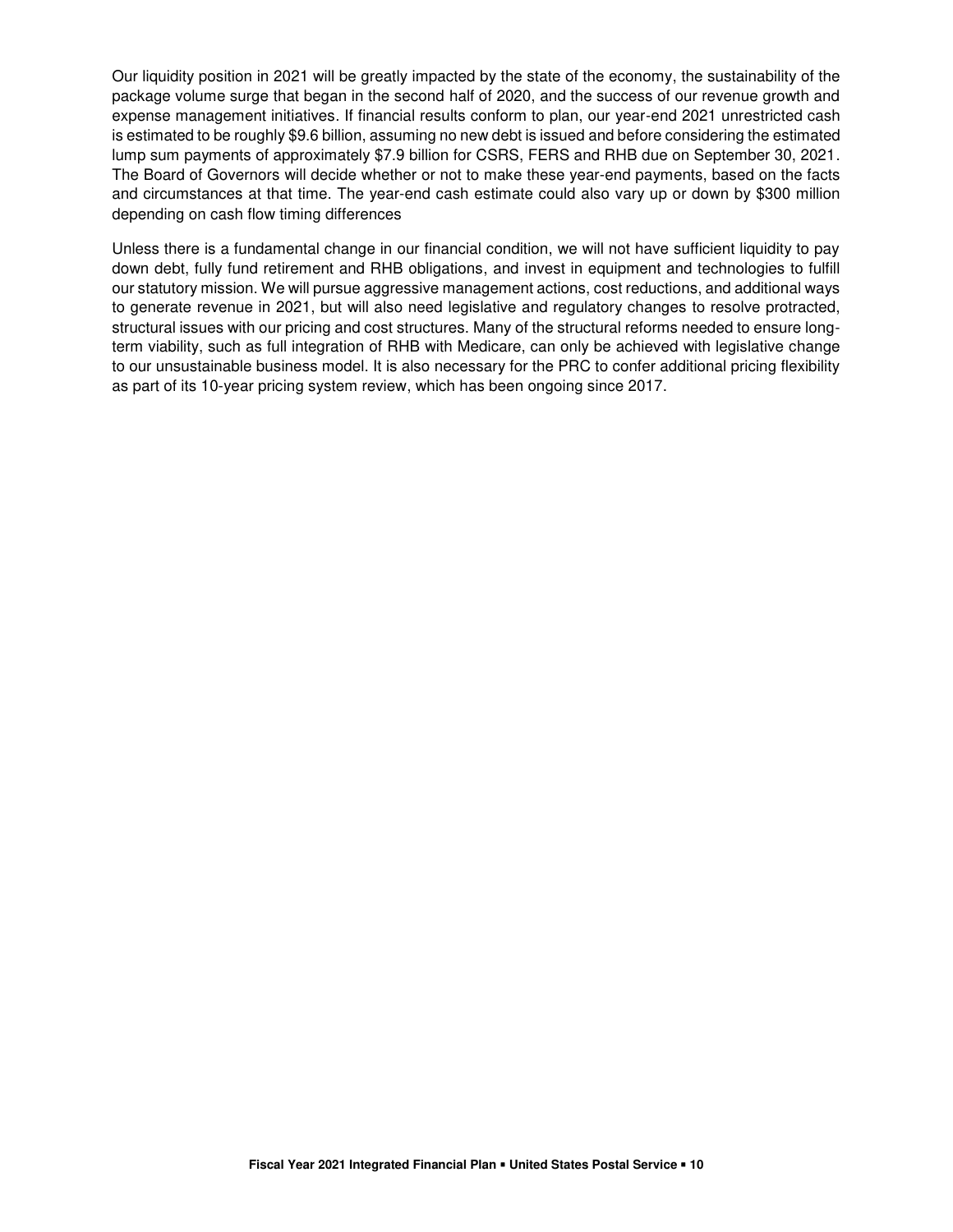Our liquidity position in 2021 will be greatly impacted by the state of the economy, the sustainability of the package volume surge that began in the second half of 2020, and the success of our revenue growth and expense management initiatives. If financial results conform to plan, our year-end 2021 unrestricted cash is estimated to be roughly $9.6 billion, assuming no new debt is issued and before considering the estimated lump sum payments of approximately $7.9 billion for CSRS, FERS and RHB due on September 30, 2021. The Board of Governors will decide whether or not to make these year-end payments, based on the facts and circumstances at that time. The year-end cash estimate could also vary up or down by $300 million depending on cash flow timing differences

Unless there is a fundamental change in our financial condition, we will not have sufficient liquidity to pay down debt, fully fund retirement and RHB obligations, and invest in equipment and technologies to fulfill our statutory mission. We will pursue aggressive management actions, cost reductions, and additional ways to generate revenue in 2021, but will also need legislative and regulatory changes to resolve protracted, structural issues with our pricing and cost structures. Many of the structural reforms needed to ensure long-term viability, such as full integration of RHB with Medicare, can only be achieved with legislative change to our unsustainable business model. It is also necessary for the PRC to confer additional pricing flexibility as part of its 10-year pricing system review, which has been ongoing since 2017.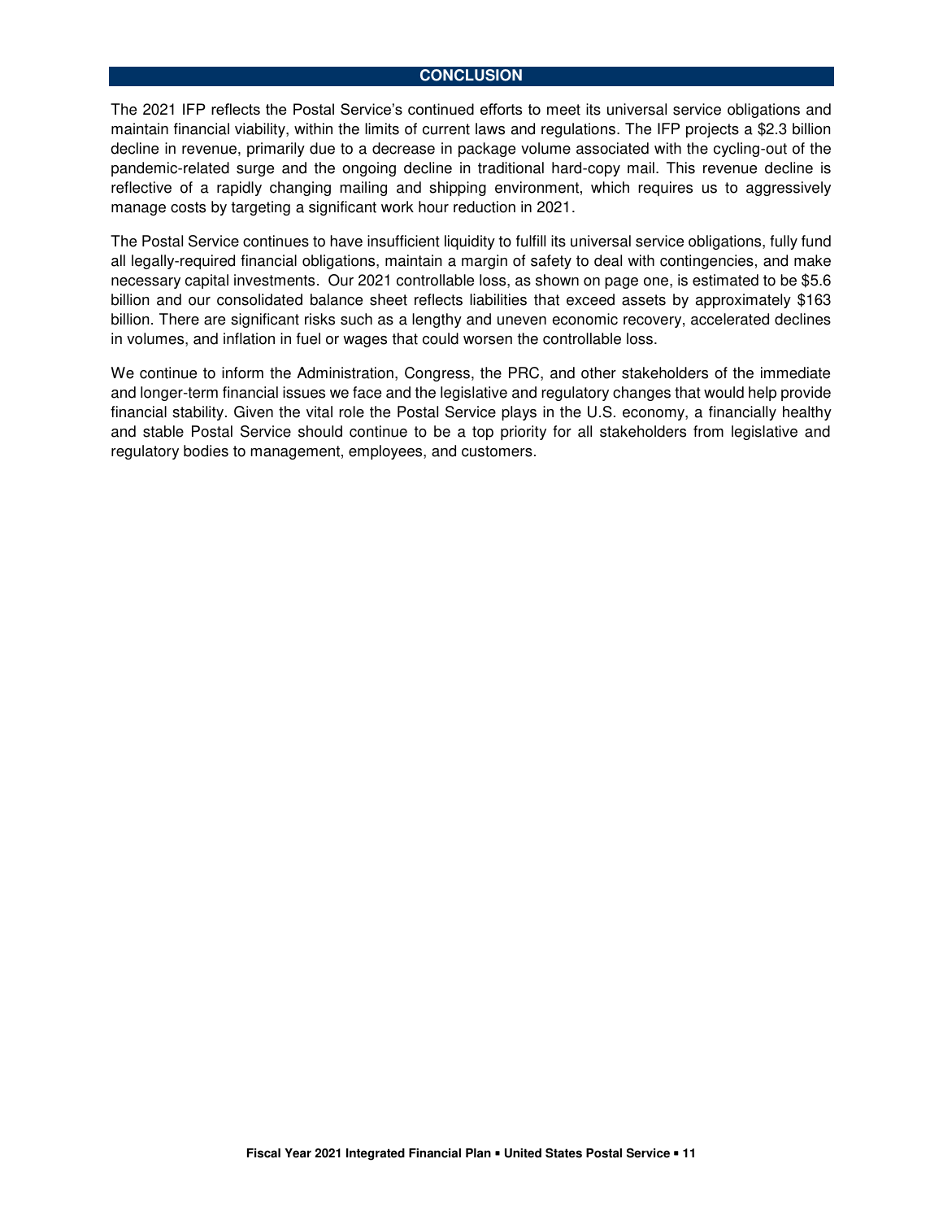## CONCLUSION

The 2021 IFP reflects the Postal Service's continued efforts to meet its universal service obligations and maintain financial viability, within the limits of current laws and regulations. The IFP projects a $2.3 billion decline in revenue, primarily due to a decrease in package volume associated with the cycling-out of the pandemic-related surge and the ongoing decline in traditional hard-copy mail. This revenue decline is reflective of a rapidly changing mailing and shipping environment, which requires us to aggressively manage costs by targeting a significant work hour reduction in 2021.

The Postal Service continues to have insufficient liquidity to fulfill its universal service obligations, fully fund all legally-required financial obligations, maintain a margin of safety to deal with contingencies, and make necessary capital investments. Our 2021 controllable loss, as shown on page one, is estimated to be $5.6 billion and our consolidated balance sheet reflects liabilities that exceed assets by approximately $163 billion. There are significant risks such as a lengthy and uneven economic recovery, accelerated declines in volumes, and inflation in fuel or wages that could worsen the controllable loss.

We continue to inform the Administration, Congress, the PRC, and other stakeholders of the immediate and longer-term financial issues we face and the legislative and regulatory changes that would help provide financial stability. Given the vital role the Postal Service plays in the U.S. economy, a financially healthy and stable Postal Service should continue to be a top priority for all stakeholders from legislative and regulatory bodies to management, employees, and customers.